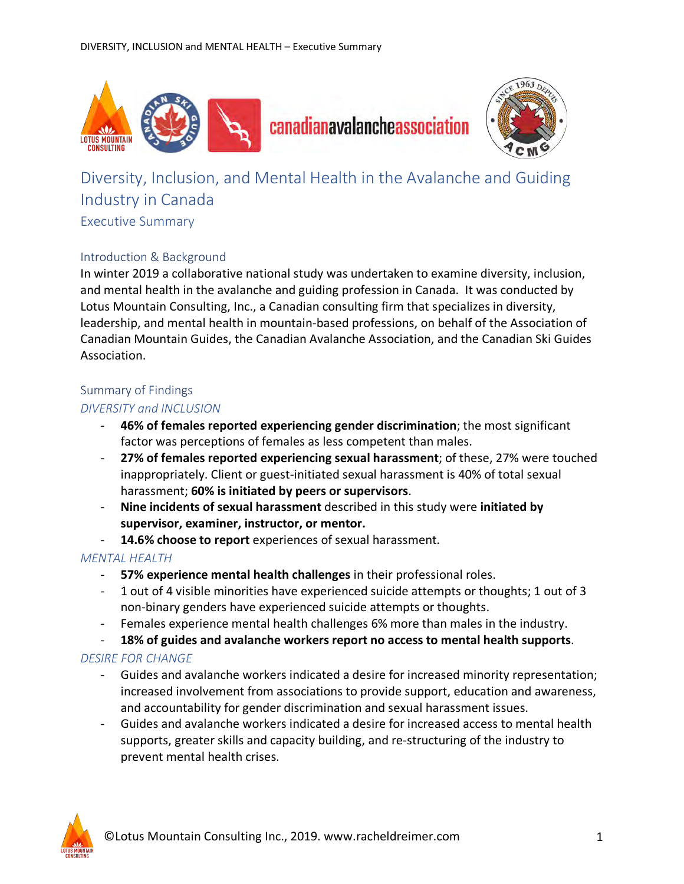# Diversity, Inclusion, and Mental Health in the Avalanche and Guiding Industry in Canada

## Executive Summary

### Introduction & Background

In winter 2019 a collaborative national study was undertaken to examine diversity, inclusion, and mental health in the avalanche and guiding profession in Canada. It was conducted by Lotus Mountain Consulting, Inc., a Canadian consulting firm that specializes in diversity, leadership, and mental health in mountain-based professions, on behalf of the Association of Canadian Mountain Guides, the Canadian Avalanche Association, and the Canadian Ski Guides Association.

### Summary of Findings

*DIVERSITY and INCLUSION*

- **46% of females reported experiencing gender discrimination**; the most significant factor was perceptions of females as less competent than males.
- **27% of females reported experiencing sexual harassment**; of these, 27% were touched inappropriately. Client or guest-initiated sexual harassment is 40% of total sexual harassment; **60% is initiated by peers or supervisors**.
- **Nine incidents of sexual harassment** described in this study were **initiated by supervisor, examiner, instructor, or mentor.**
- **14.6% choose to report** experiences of sexual harassment.

*MENTAL HEALTH*

- **57% experience mental health challenges** in their professional roles.
- 1 out of 4 visible minorities have experienced suicide attempts or thoughts; 1 out of 3 non-binary genders have experienced suicide attempts or thoughts.
- Females experience mental health challenges 6% more than males in the industry.
- **18% of guides and avalanche workers report no access to mental health supports**.

*DESIRE FOR CHANGE*

- Guides and avalanche workers indicated a desire for increased minority representation; increased involvement from associations to provide support, education and awareness, and accountability for gender discrimination and sexual harassment issues.
- Guides and avalanche workers indicated a desire for increased access to mental health supports, greater skills and capacity building, and re-structuring of the industry to prevent mental health crises.

©Lotus Mountain Consulting Inc., 2019. www.racheldreimer.com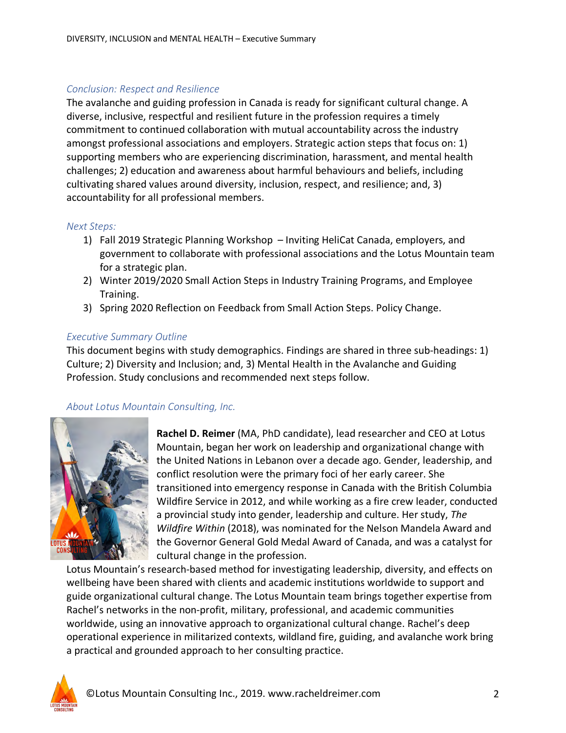### *Conclusion: Respect and Resilience*

The avalanche and guiding profession in Canada is ready for significant cultural change. A diverse, inclusive, respectful and resilient future in the profession requires a timely commitment to continued collaboration with mutual accountability across the industry amongst professional associations and employers. Strategic action steps that focus on: 1) supporting members who are experiencing discrimination, harassment, and mental health challenges; 2) education and awareness about harmful behaviours and beliefs, including cultivating shared values around diversity, inclusion, respect, and resilience; and, 3) accountability for all professional members.

### *Next Steps:*

1) Fall 2019 Strategic Planning Workshop – Inviting HeliCat Canada, employers, and government to collaborate with professional associations and the Lotus Mountain team for a strategic plan.
2) Winter 2019/2020 Small Action Steps in Industry Training Programs, and Employee Training.
3) Spring 2020 Reflection on Feedback from Small Action Steps. Policy Change.

### *Executive Summary Outline*

This document begins with study demographics. Findings are shared in three sub-headings: 1) Culture; 2) Diversity and Inclusion; and, 3) Mental Health in the Avalanche and Guiding Profession. Study conclusions and recommended next steps follow.

### *About Lotus Mountain Consulting, Inc.*

**Rachel D. Reimer** (MA, PhD candidate), lead researcher and CEO at Lotus Mountain, began her work on leadership and organizational change with the United Nations in Lebanon over a decade ago. Gender, leadership, and conflict resolution were the primary foci of her early career. She transitioned into emergency response in Canada with the British Columbia Wildfire Service in 2012, and while working as a fire crew leader, conducted a provincial study into gender, leadership and culture. Her study, *The Wildfire Within* (2018), was nominated for the Nelson Mandela Award and the Governor General Gold Medal Award of Canada, and was a catalyst for cultural change in the profession.

Lotus Mountain's research-based method for investigating leadership, diversity, and effects on wellbeing have been shared with clients and academic institutions worldwide to support and guide organizational cultural change. The Lotus Mountain team brings together expertise from Rachel's networks in the non-profit, military, professional, and academic communities worldwide, using an innovative approach to organizational cultural change. Rachel's deep operational experience in militarized contexts, wildland fire, guiding, and avalanche work bring a practical and grounded approach to her consulting practice.

©Lotus Mountain Consulting Inc., 2019. www.racheldreimer.com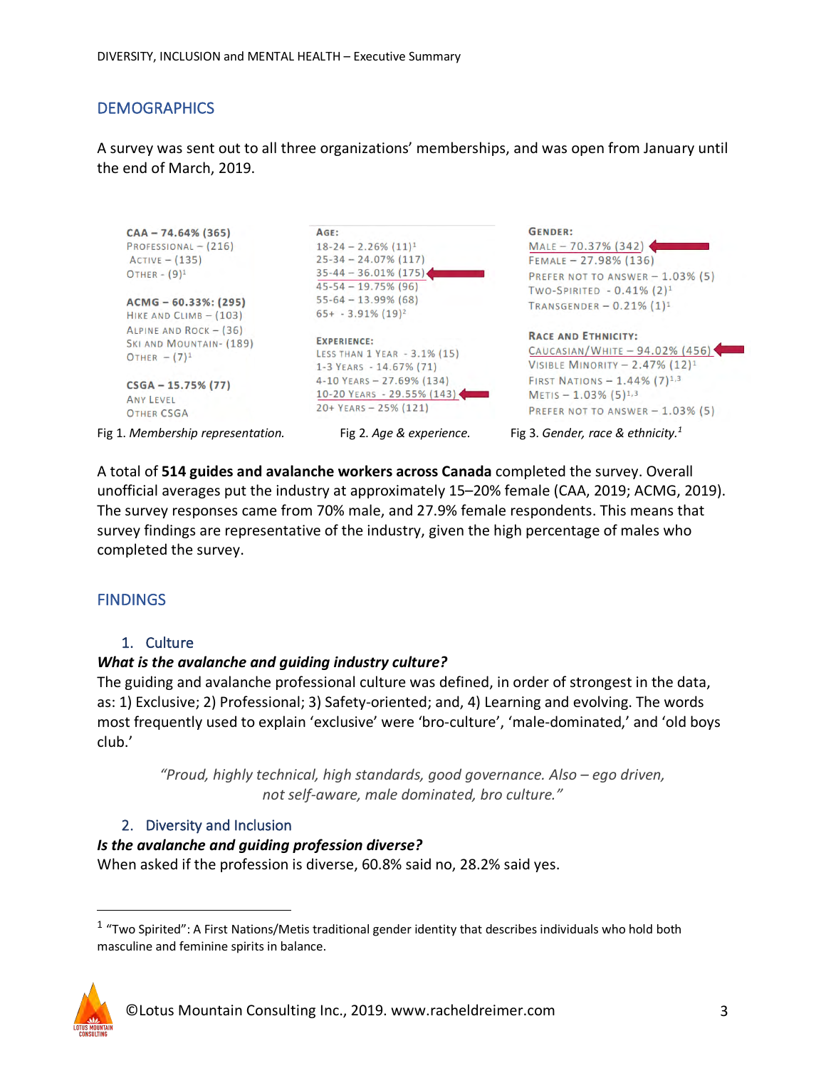## DEMOGRAPHICS

A survey was sent out to all three organizations' memberships, and was open from January until the end of March, 2019.

**CAA – 74.64% (365)**
Professional – (216)
Active – (135)
Other - (9)[1]

**ACMG – 60.33%: (295)**
Hike and Climb – (103)
Alpine and Rock – (36)
Ski and Mountain- (189)
Other – (7)[1]

**CSGA – 15.75% (77)**
Any Level
Other CSGA

Fig 1. *Membership representation.*

**Age:**
18-24 – 2.26% (11)[1]
25-34 – 24.07% (117)
35-44 – 36.01% (175)
45-54 – 19.75% (96)
55-64 – 13.99% (68)
65+ - 3.91% (19)[2]

**Experience:**
Less than 1 Year - 3.1% (15)
1-3 Years - 14.67% (71)
4-10 Years – 27.69% (134)
10-20 Years - 29.55% (143)
20+ Years – 25% (121)

Fig 2. *Age & experience.*

**Gender:**
Male – 70.37% (342)
Female – 27.98% (136)
Prefer not to answer – 1.03% (5)
Two-Spirited - 0.41% (2)[1]
Transgender – 0.21% (1)[1]

**Race and Ethnicity:**
Caucasian/White – 94.02% (456)
Visible Minority – 2.47% (12)[1]
First Nations – 1.44% (7)[1,3]
Metis – 1.03% (5)[1,3]
Prefer not to answer – 1.03% (5)

Fig 3. *Gender, race & ethnicity.*[1]

A total of **514 guides and avalanche workers across Canada** completed the survey. Overall unofficial averages put the industry at approximately 15–20% female (CAA, 2019; ACMG, 2019). The survey responses came from 70% male, and 27.9% female respondents. This means that survey findings are representative of the industry, given the high percentage of males who completed the survey.

## FINDINGS

### 1. Culture

***What is the avalanche and guiding industry culture?***

The guiding and avalanche professional culture was defined, in order of strongest in the data, as: 1) Exclusive; 2) Professional; 3) Safety-oriented; and, 4) Learning and evolving. The words most frequently used to explain 'exclusive' were 'bro-culture', 'male-dominated,' and 'old boys club.'

> *"Proud, highly technical, high standards, good governance. Also – ego driven, not self-aware, male dominated, bro culture."*

### 2. Diversity and Inclusion

***Is the avalanche and guiding profession diverse?***

When asked if the profession is diverse, 60.8% said no, 28.2% said yes.

---

[1] "Two Spirited": A First Nations/Metis traditional gender identity that describes individuals who hold both masculine and feminine spirits in balance.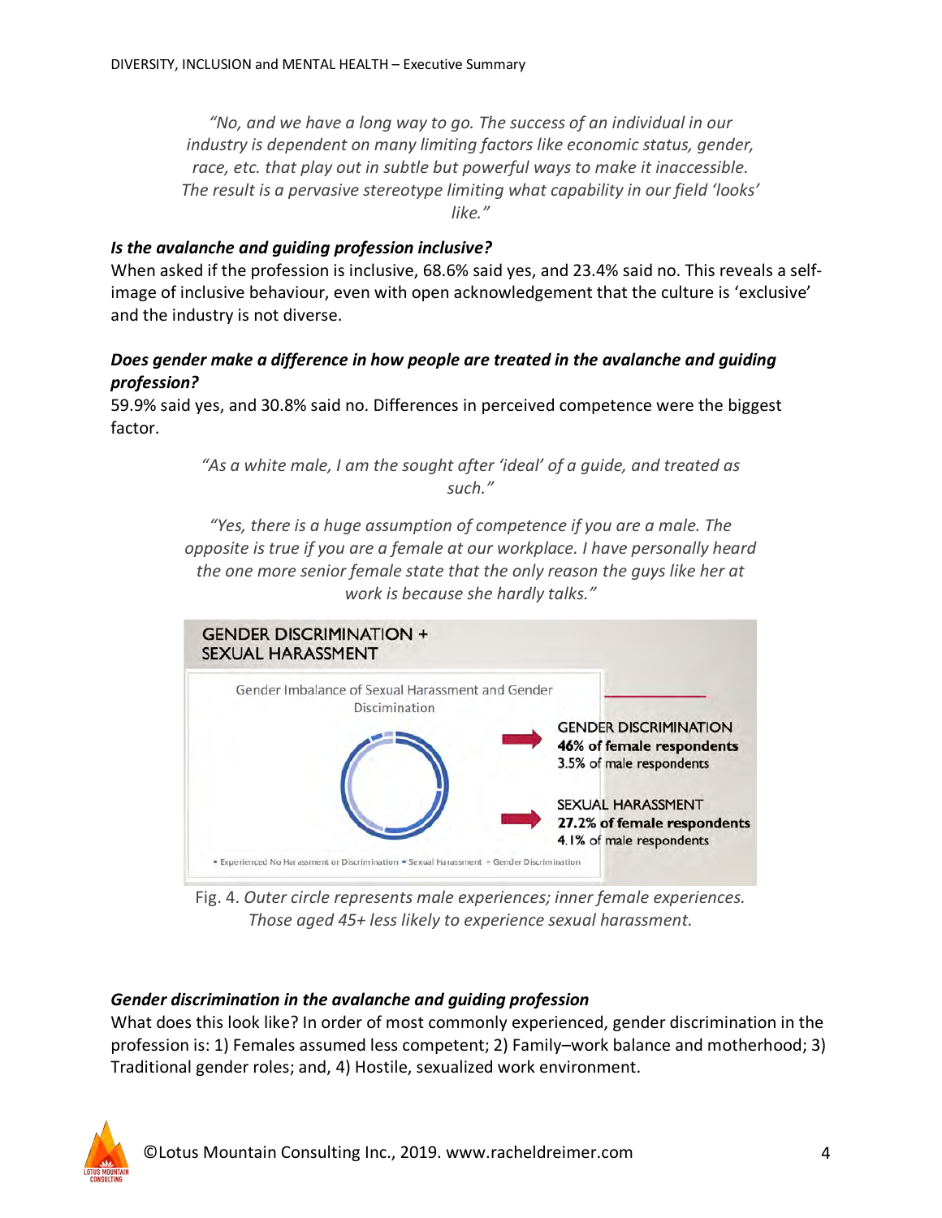> *"No, and we have a long way to go. The success of an individual in our industry is dependent on many limiting factors like economic status, gender, race, etc. that play out in subtle but powerful ways to make it inaccessible. The result is a pervasive stereotype limiting what capability in our field 'looks' like."*

### *Is the avalanche and guiding profession inclusive?*

When asked if the profession is inclusive, 68.6% said yes, and 23.4% said no. This reveals a self-image of inclusive behaviour, even with open acknowledgement that the culture is 'exclusive' and the industry is not diverse.

### *Does gender make a difference in how people are treated in the avalanche and guiding profession?*

59.9% said yes, and 30.8% said no. Differences in perceived competence were the biggest factor.

> *"As a white male, I am the sought after 'ideal' of a guide, and treated as such."*

> *"Yes, there is a huge assumption of competence if you are a male. The opposite is true if you are a female at our workplace. I have personally heard the one more senior female state that the only reason the guys like her at work is because she hardly talks."*

**GENDER DISCRIMINATION + SEXUAL HARASSMENT**

Gender Imbalance of Sexual Harassment and Gender Discrimination

GENDER DISCRIMINATION
**46% of female respondents**
3.5% of male respondents

SEXUAL HARASSMENT
**27.2% of female respondents**
4.1% of male respondents

▪ Experienced No Harassment or Discrimination ▪ Sexual Harassment ▪ Gender Discrimination

Fig. 4. *Outer circle represents male experiences; inner female experiences. Those aged 45+ less likely to experience sexual harassment.*

### *Gender discrimination in the avalanche and guiding profession*

What does this look like? In order of most commonly experienced, gender discrimination in the profession is: 1) Females assumed less competent; 2) Family–work balance and motherhood; 3) Traditional gender roles; and, 4) Hostile, sexualized work environment.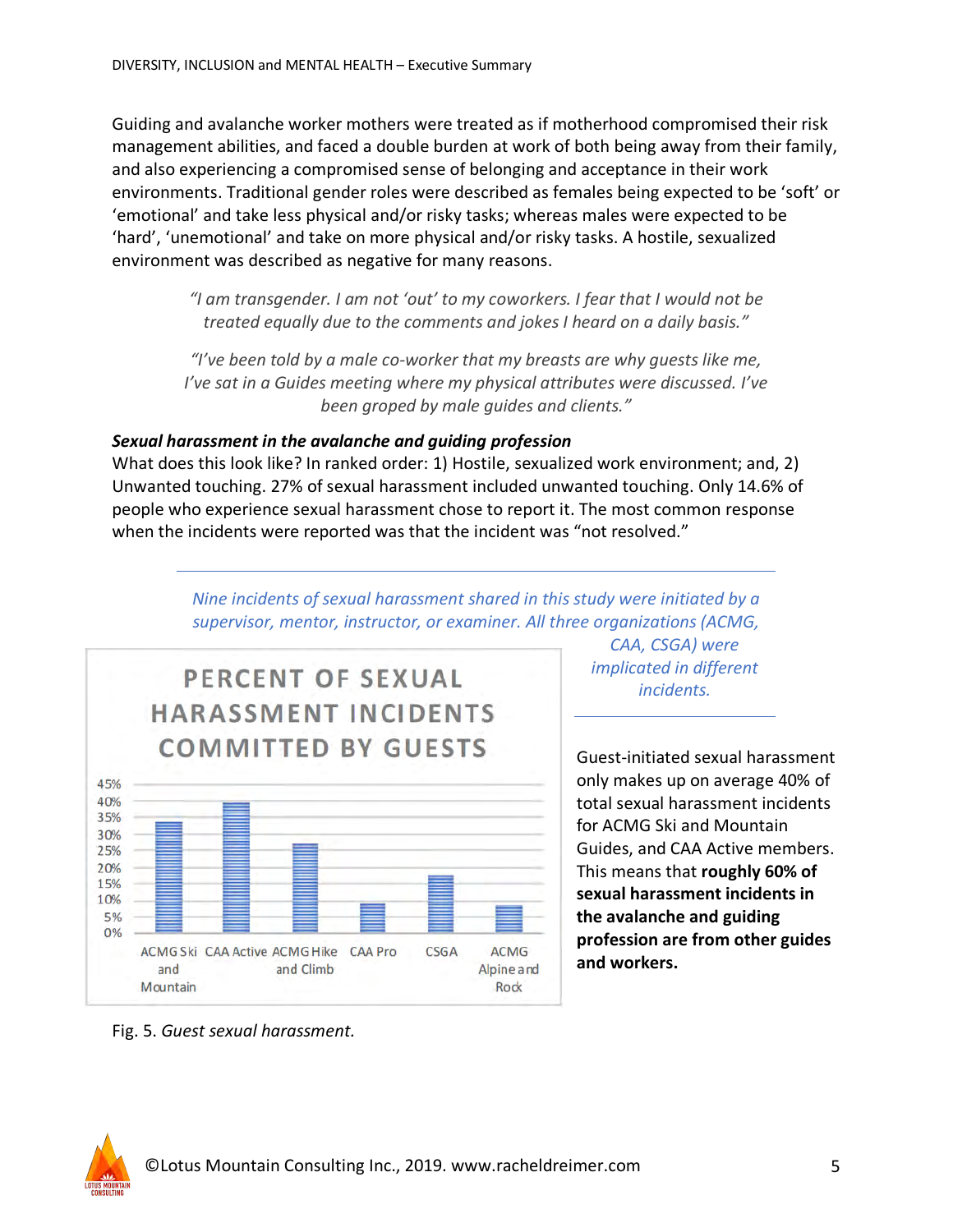Guiding and avalanche worker mothers were treated as if motherhood compromised their risk management abilities, and faced a double burden at work of both being away from their family, and also experiencing a compromised sense of belonging and acceptance in their work environments. Traditional gender roles were described as females being expected to be 'soft' or 'emotional' and take less physical and/or risky tasks; whereas males were expected to be 'hard', 'unemotional' and take on more physical and/or risky tasks. A hostile, sexualized environment was described as negative for many reasons.

> *"I am transgender. I am not 'out' to my coworkers. I fear that I would not be treated equally due to the comments and jokes I heard on a daily basis."*

> *"I've been told by a male co-worker that my breasts are why guests like me, I've sat in a Guides meeting where my physical attributes were discussed. I've been groped by male guides and clients."*

***Sexual harassment in the avalanche and guiding profession***

What does this look like? In ranked order: 1) Hostile, sexualized work environment; and, 2) Unwanted touching. 27% of sexual harassment included unwanted touching. Only 14.6% of people who experience sexual harassment chose to report it. The most common response when the incidents were reported was that the incident was "not resolved."

*Nine incidents of sexual harassment shared in this study were initiated by a supervisor, mentor, instructor, or examiner. All three organizations (ACMG, CAA, CSGA) were implicated in different incidents.*

**PERCENT OF SEXUAL HARASSMENT INCIDENTS COMMITTED BY GUESTS**

| ACMG Ski and Mountain | CAA Active | ACMG Hike and Climb | CAA Pro | CSGA | ACMG Alpine and Rock |
|---|---|---|---|---|---|
| ~34% | ~40% | ~27% | ~9% | ~18% | ~8% |

Fig. 5. *Guest sexual harassment.*

Guest-initiated sexual harassment only makes up on average 40% of total sexual harassment incidents for ACMG Ski and Mountain Guides, and CAA Active members. This means that **roughly 60% of sexual harassment incidents in the avalanche and guiding profession are from other guides and workers.**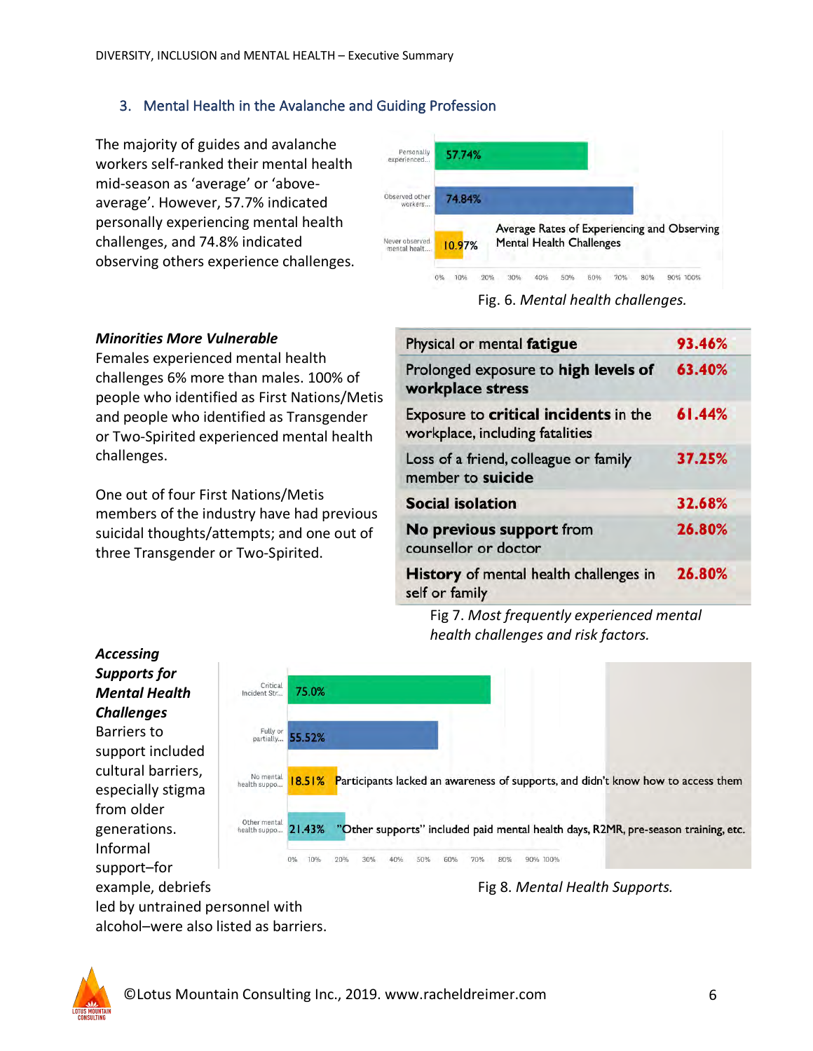## 3. Mental Health in the Avalanche and Guiding Profession

The majority of guides and avalanche workers self-ranked their mental health mid-season as 'average' or 'above-average'. However, 57.7% indicated personally experiencing mental health challenges, and 74.8% indicated observing others experience challenges.

Average Rates of Experiencing and Observing Mental Health Challenges

| | |
|---|---|
| Personally experienced... | 57.74% |
| Observed other workers... | 74.84% |
| Never observed mental healt... | 10.97% |

Fig. 6. *Mental health challenges.*

***Minorities More Vulnerable***

Females experienced mental health challenges 6% more than males. 100% of people who identified as First Nations/Metis and people who identified as Transgender or Two-Spirited experienced mental health challenges.

One out of four First Nations/Metis members of the industry have had previous suicidal thoughts/attempts; and one out of three Transgender or Two-Spirited.

| | |
|---|---|
| Physical or mental **fatigue** | 93.46% |
| Prolonged exposure to **high levels of workplace stress** | 63.40% |
| Exposure to **critical incidents** in the workplace, including fatalities | 61.44% |
| Loss of a friend, colleague or family member to **suicide** | 37.25% |
| **Social isolation** | 32.68% |
| **No previous support** from counsellor or doctor | 26.80% |
| **History** of mental health challenges in self or family | 26.80% |

Fig 7. *Most frequently experienced mental health challenges and risk factors.*

***Accessing Supports for Mental Health Challenges***

Barriers to support included cultural barriers, especially stigma from older generations. Informal support–for example, debriefs led by untrained personnel with alcohol–were also listed as barriers.

| | | |
|---|---|---|
| Critical Incident Str... | 75.0% | |
| Fully or partially... | 55.52% | |
| No mental health suppo... | 18.51% | Participants lacked an awareness of supports, and didn't know how to access them |
| Other mental health suppo... | 21.43% | "Other supports" included paid mental health days, R2MR, pre-season training, etc. |

Fig 8. *Mental Health Supports.*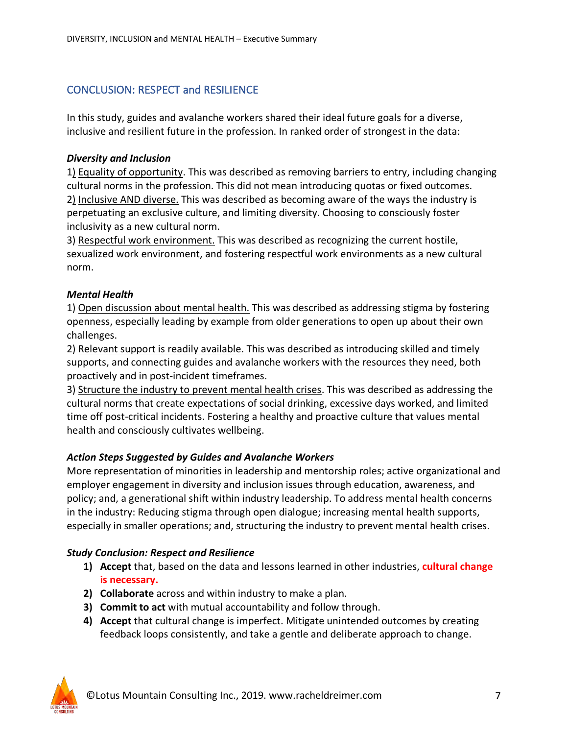## CONCLUSION: RESPECT and RESILIENCE

In this study, guides and avalanche workers shared their ideal future goals for a diverse, inclusive and resilient future in the profession. In ranked order of strongest in the data:

***Diversity and Inclusion***

1) Equality of opportunity. This was described as removing barriers to entry, including changing cultural norms in the profession. This did not mean introducing quotas or fixed outcomes.
2) Inclusive AND diverse. This was described as becoming aware of the ways the industry is perpetuating an exclusive culture, and limiting diversity. Choosing to consciously foster inclusivity as a new cultural norm.
3) Respectful work environment. This was described as recognizing the current hostile, sexualized work environment, and fostering respectful work environments as a new cultural norm.

***Mental Health***

1) Open discussion about mental health. This was described as addressing stigma by fostering openness, especially leading by example from older generations to open up about their own challenges.
2) Relevant support is readily available. This was described as introducing skilled and timely supports, and connecting guides and avalanche workers with the resources they need, both proactively and in post-incident timeframes.
3) Structure the industry to prevent mental health crises. This was described as addressing the cultural norms that create expectations of social drinking, excessive days worked, and limited time off post-critical incidents. Fostering a healthy and proactive culture that values mental health and consciously cultivates wellbeing.

***Action Steps Suggested by Guides and Avalanche Workers***

More representation of minorities in leadership and mentorship roles; active organizational and employer engagement in diversity and inclusion issues through education, awareness, and policy; and, a generational shift within industry leadership. To address mental health concerns in the industry: Reducing stigma through open dialogue; increasing mental health supports, especially in smaller operations; and, structuring the industry to prevent mental health crises.

***Study Conclusion: Respect and Resilience***

1) **Accept** that, based on the data and lessons learned in other industries, **cultural change is necessary.**
2) **Collaborate** across and within industry to make a plan.
3) **Commit to act** with mutual accountability and follow through.
4) **Accept** that cultural change is imperfect. Mitigate unintended outcomes by creating feedback loops consistently, and take a gentle and deliberate approach to change.

©Lotus Mountain Consulting Inc., 2019. www.racheldreimer.com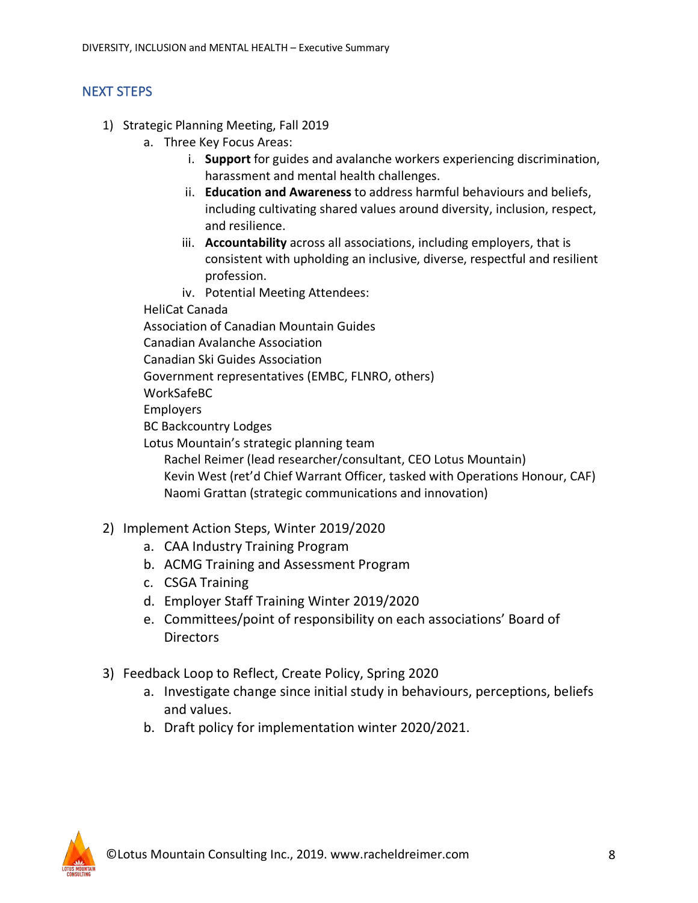## NEXT STEPS

1) Strategic Planning Meeting, Fall 2019
    a. Three Key Focus Areas:
        i. **Support** for guides and avalanche workers experiencing discrimination, harassment and mental health challenges.
        ii. **Education and Awareness** to address harmful behaviours and beliefs, including cultivating shared values around diversity, inclusion, respect, and resilience.
        iii. **Accountability** across all associations, including employers, that is consistent with upholding an inclusive, diverse, respectful and resilient profession.
        iv. Potential Meeting Attendees:

    HeliCat Canada
    Association of Canadian Mountain Guides
    Canadian Avalanche Association
    Canadian Ski Guides Association
    Government representatives (EMBC, FLNRO, others)
    WorkSafeBC
    Employers
    BC Backcountry Lodges
    Lotus Mountain's strategic planning team
        Rachel Reimer (lead researcher/consultant, CEO Lotus Mountain)
        Kevin West (ret'd Chief Warrant Officer, tasked with Operations Honour, CAF)
        Naomi Grattan (strategic communications and innovation)

2) Implement Action Steps, Winter 2019/2020
    a. CAA Industry Training Program
    b. ACMG Training and Assessment Program
    c. CSGA Training
    d. Employer Staff Training Winter 2019/2020
    e. Committees/point of responsibility on each associations' Board of Directors

3) Feedback Loop to Reflect, Create Policy, Spring 2020
    a. Investigate change since initial study in behaviours, perceptions, beliefs and values.
    b. Draft policy for implementation winter 2020/2021.